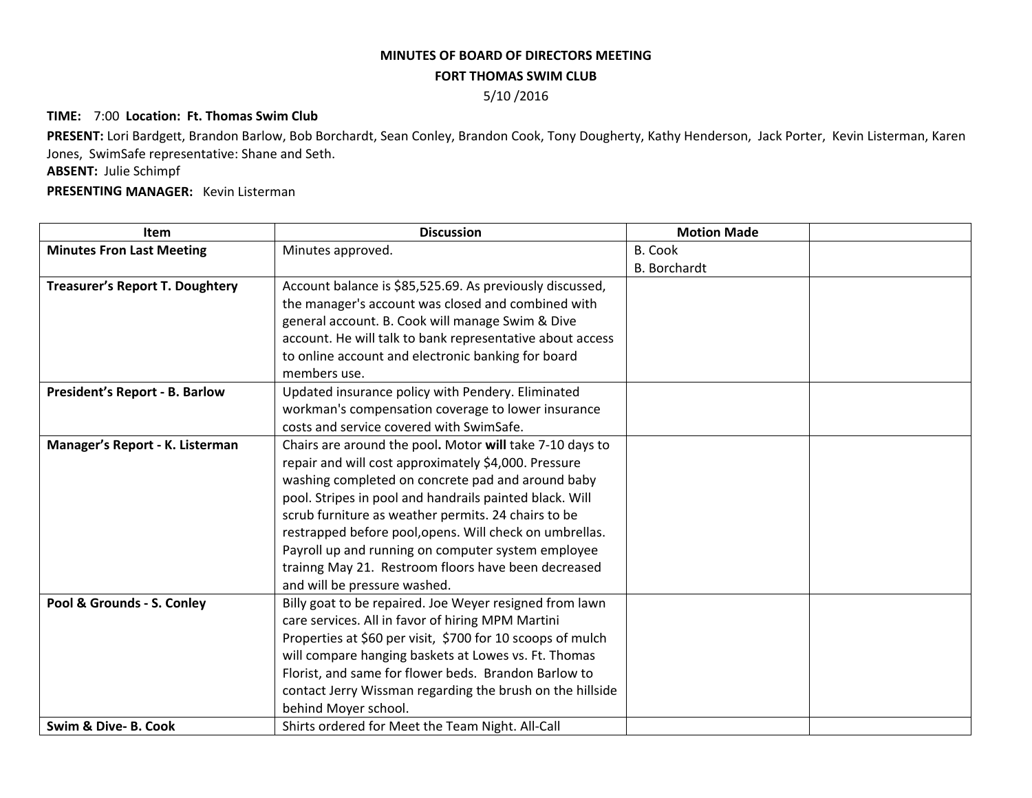**MINUTES OF BOARD OF DIRECTORS MEETING**

**FORT THOMAS SWIM CLUB**

5/10 /2016

**TIME:** 7:00 **Location: Ft. Thomas Swim Club**

**PRESENT:** Lori Bardgett, Brandon Barlow, Bob Borchardt, Sean Conley, Brandon Cook, Tony Dougherty, Kathy Henderson, Jack Porter, Kevin Listerman, Karen Jones, SwimSafe representative: Shane and Seth.

**ABSENT:** Julie Schimpf

**PRESENTING MANAGER:** Kevin Listerman

| Item | Discussion | Motion Made | |
|---|---|---|---|
| **Minutes Fron Last Meeting** | Minutes approved. | B. Cook<br>B. Borchardt | |
| **Treasurer's Report T. Doughtery** | Account balance is $85,525.69. As previously discussed, the manager's account was closed and combined with general account. B. Cook will manage Swim & Dive account. He will talk to bank representative about access to online account and electronic banking for board members use. | | |
| **President's Report - B. Barlow** | Updated insurance policy with Pendery. Eliminated workman's compensation coverage to lower insurance costs and service covered with SwimSafe. | | |
| **Manager's Report - K. Listerman** | Chairs are around the pool**.** Motor **will** take 7-10 days to repair and will cost approximately $4,000. Pressure washing completed on concrete pad and around baby pool. Stripes in pool and handrails painted black. Will scrub furniture as weather permits. 24 chairs to be restrapped before pool,opens. Will check on umbrellas. Payroll up and running on computer system employee trainng May 21. Restroom floors have been decreased and will be pressure washed. | | |
| **Pool & Grounds - S. Conley** | Billy goat to be repaired. Joe Weyer resigned from lawn care services. All in favor of hiring MPM Martini Properties at $60 per visit, $700 for 10 scoops of mulch will compare hanging baskets at Lowes vs. Ft. Thomas Florist, and same for flower beds. Brandon Barlow to contact Jerry Wissman regarding the brush on the hillside behind Moyer school. | | |
| **Swim & Dive- B. Cook** | Shirts ordered for Meet the Team Night. All-Call | | |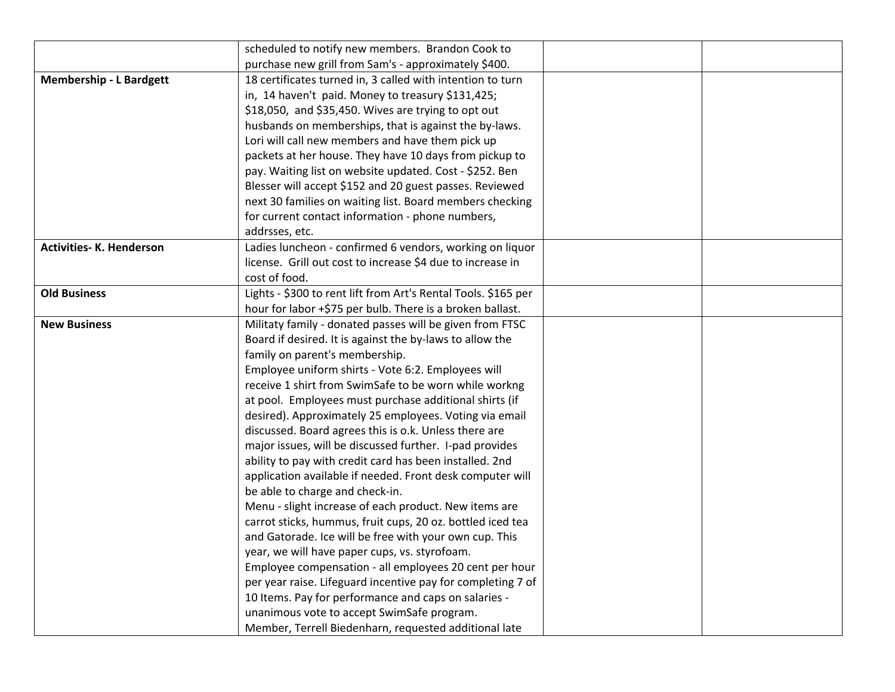| | | | |
|---|---|---|---|
| | scheduled to notify new members. Brandon Cook to purchase new grill from Sam's - approximately $400. | | |
| **Membership - L Bardgett** | 18 certificates turned in, 3 called with intention to turn in, 14 haven't paid. Money to treasury $131,425; $18,050, and $35,450. Wives are trying to opt out husbands on memberships, that is against the by-laws. Lori will call new members and have them pick up packets at her house. They have 10 days from pickup to pay. Waiting list on website updated. Cost - $252. Ben Blesser will accept $152 and 20 guest passes. Reviewed next 30 families on waiting list. Board members checking for current contact information - phone numbers, addrsses, etc. | | |
| **Activities- K. Henderson** | Ladies luncheon - confirmed 6 vendors, working on liquor license. Grill out cost to increase $4 due to increase in cost of food. | | |
| **Old Business** | Lights - $300 to rent lift from Art's Rental Tools. $165 per hour for labor +$75 per bulb. There is a broken ballast. | | |
| **New Business** | Militaty family - donated passes will be given from FTSC Board if desired. It is against the by-laws to allow the family on parent's membership.<br>Employee uniform shirts - Vote 6:2. Employees will receive 1 shirt from SwimSafe to be worn while workng at pool. Employees must purchase additional shirts (if desired). Approximately 25 employees. Voting via email discussed. Board agrees this is o.k. Unless there are major issues, will be discussed further. I-pad provides ability to pay with credit card has been installed. 2nd application available if needed. Front desk computer will be able to charge and check-in.<br>Menu - slight increase of each product. New items are carrot sticks, hummus, fruit cups, 20 oz. bottled iced tea and Gatorade. Ice will be free with your own cup. This year, we will have paper cups, vs. styrofoam.<br>Employee compensation - all employees 20 cent per hour per year raise. Lifeguard incentive pay for completing 7 of 10 Items. Pay for performance and caps on salaries - unanimous vote to accept SwimSafe program.<br>Member, Terrell Biedenharn, requested additional late | | |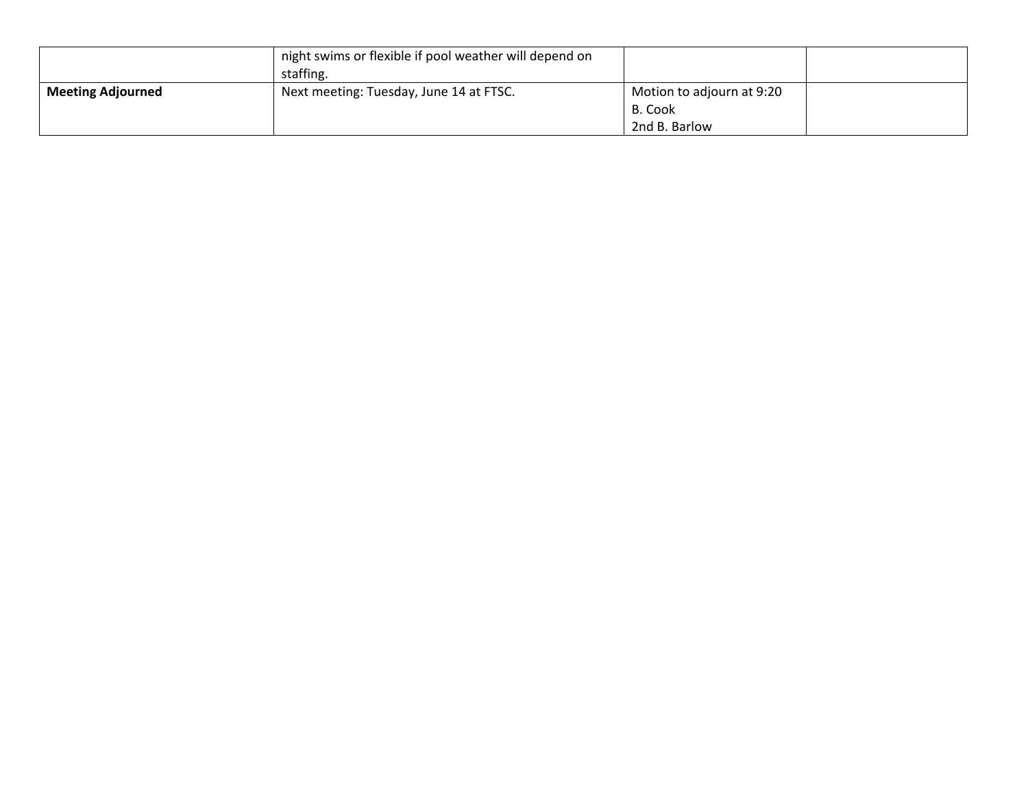| | | | |
|---|---|---|---|
| | night swims or flexible if pool weather will depend on staffing. | | |
| **Meeting Adjourned** | Next meeting: Tuesday, June 14 at FTSC. | Motion to adjourn at 9:20<br>B. Cook<br>2nd B. Barlow | |